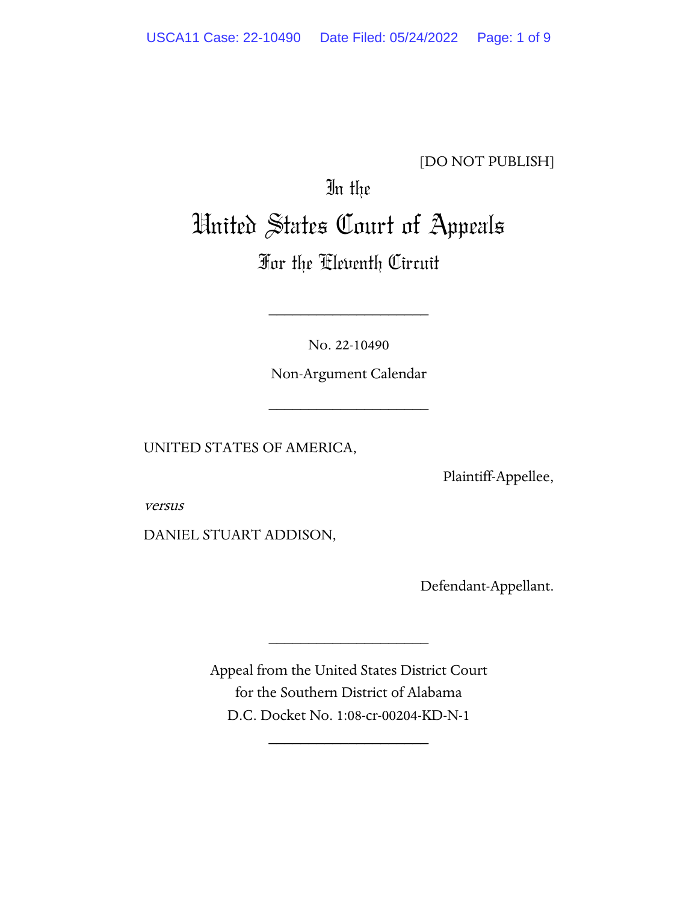[DO NOT PUBLISH]

In the

# United States Court of Appeals

## For the Eleventh Circuit

---

No. 22-10490

Non-Argument Calendar

---

UNITED STATES OF AMERICA,

Plaintiff-Appellee,

*versus*

DANIEL STUART ADDISON,

Defendant-Appellant.

---

Appeal from the United States District Court
for the Southern District of Alabama
D.C. Docket No. 1:08-cr-00204-KD-N-1

---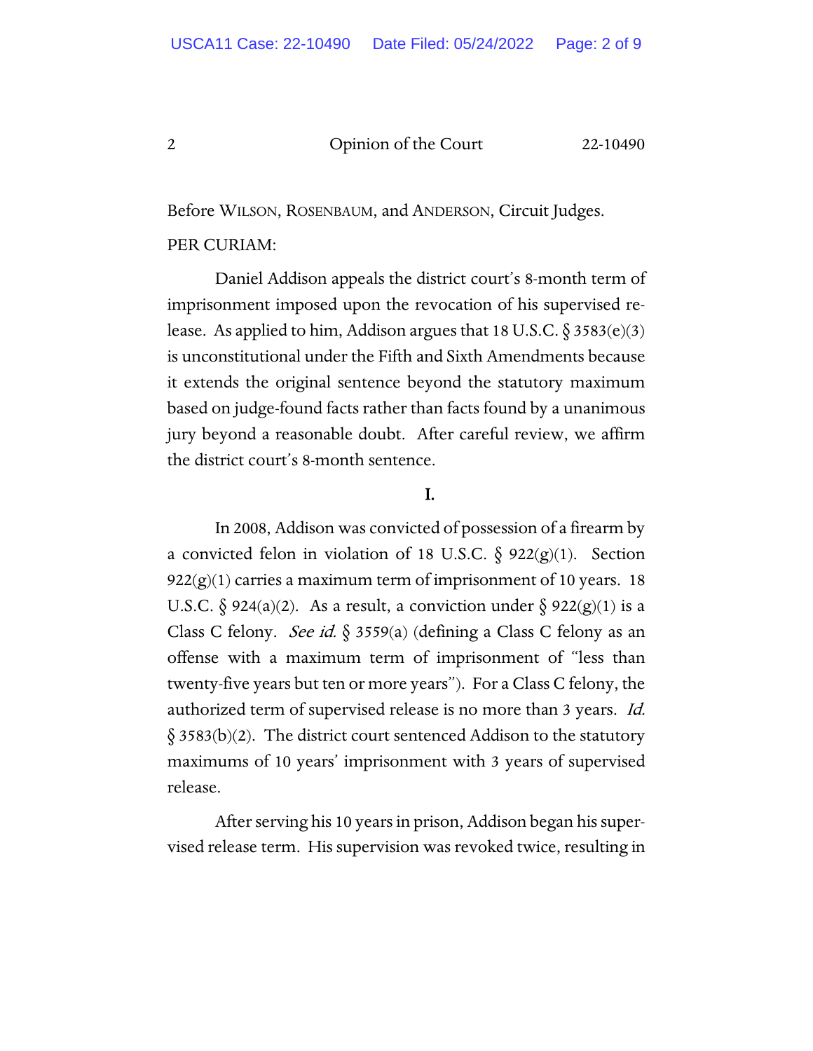Before WILSON, ROSENBAUM, and ANDERSON, Circuit Judges.

PER CURIAM:

Daniel Addison appeals the district court's 8-month term of imprisonment imposed upon the revocation of his supervised release. As applied to him, Addison argues that 18 U.S.C. § 3583(e)(3) is unconstitutional under the Fifth and Sixth Amendments because it extends the original sentence beyond the statutory maximum based on judge-found facts rather than facts found by a unanimous jury beyond a reasonable doubt. After careful review, we affirm the district court's 8-month sentence.

## I.

In 2008, Addison was convicted of possession of a firearm by a convicted felon in violation of 18 U.S.C. § 922(g)(1). Section 922(g)(1) carries a maximum term of imprisonment of 10 years. 18 U.S.C. § 924(a)(2). As a result, a conviction under § 922(g)(1) is a Class C felony. *See id.* § 3559(a) (defining a Class C felony as an offense with a maximum term of imprisonment of "less than twenty-five years but ten or more years"). For a Class C felony, the authorized term of supervised release is no more than 3 years. *Id.* § 3583(b)(2). The district court sentenced Addison to the statutory maximums of 10 years' imprisonment with 3 years of supervised release.

After serving his 10 years in prison, Addison began his supervised release term. His supervision was revoked twice, resulting in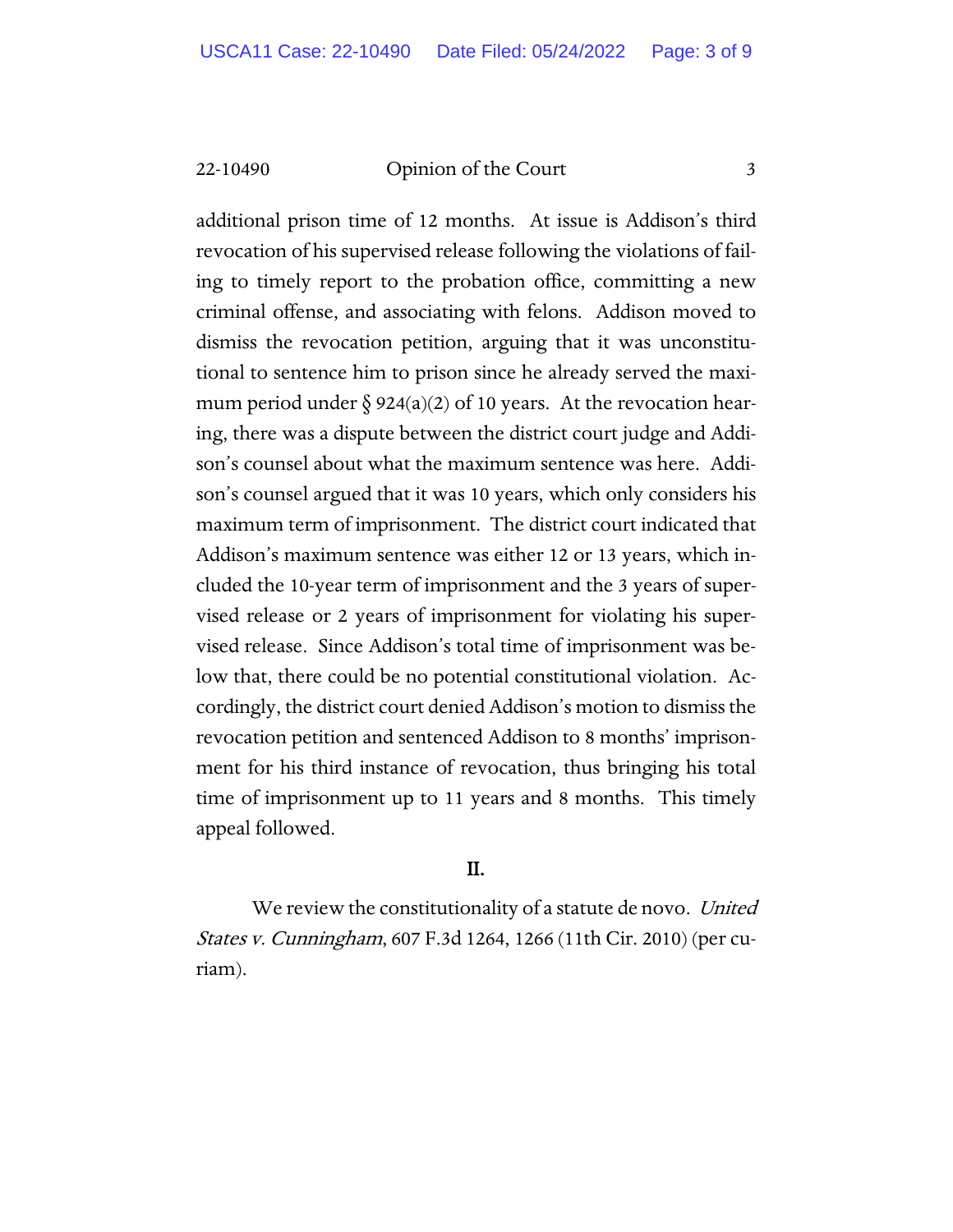additional prison time of 12 months. At issue is Addison's third revocation of his supervised release following the violations of failing to timely report to the probation office, committing a new criminal offense, and associating with felons. Addison moved to dismiss the revocation petition, arguing that it was unconstitutional to sentence him to prison since he already served the maximum period under § 924(a)(2) of 10 years. At the revocation hearing, there was a dispute between the district court judge and Addison's counsel about what the maximum sentence was here. Addison's counsel argued that it was 10 years, which only considers his maximum term of imprisonment. The district court indicated that Addison's maximum sentence was either 12 or 13 years, which included the 10-year term of imprisonment and the 3 years of supervised release or 2 years of imprisonment for violating his supervised release. Since Addison's total time of imprisonment was below that, there could be no potential constitutional violation. Accordingly, the district court denied Addison's motion to dismiss the revocation petition and sentenced Addison to 8 months' imprisonment for his third instance of revocation, thus bringing his total time of imprisonment up to 11 years and 8 months. This timely appeal followed.

## II.

We review the constitutionality of a statute de novo. *United States v. Cunningham*, 607 F.3d 1264, 1266 (11th Cir. 2010) (per curiam).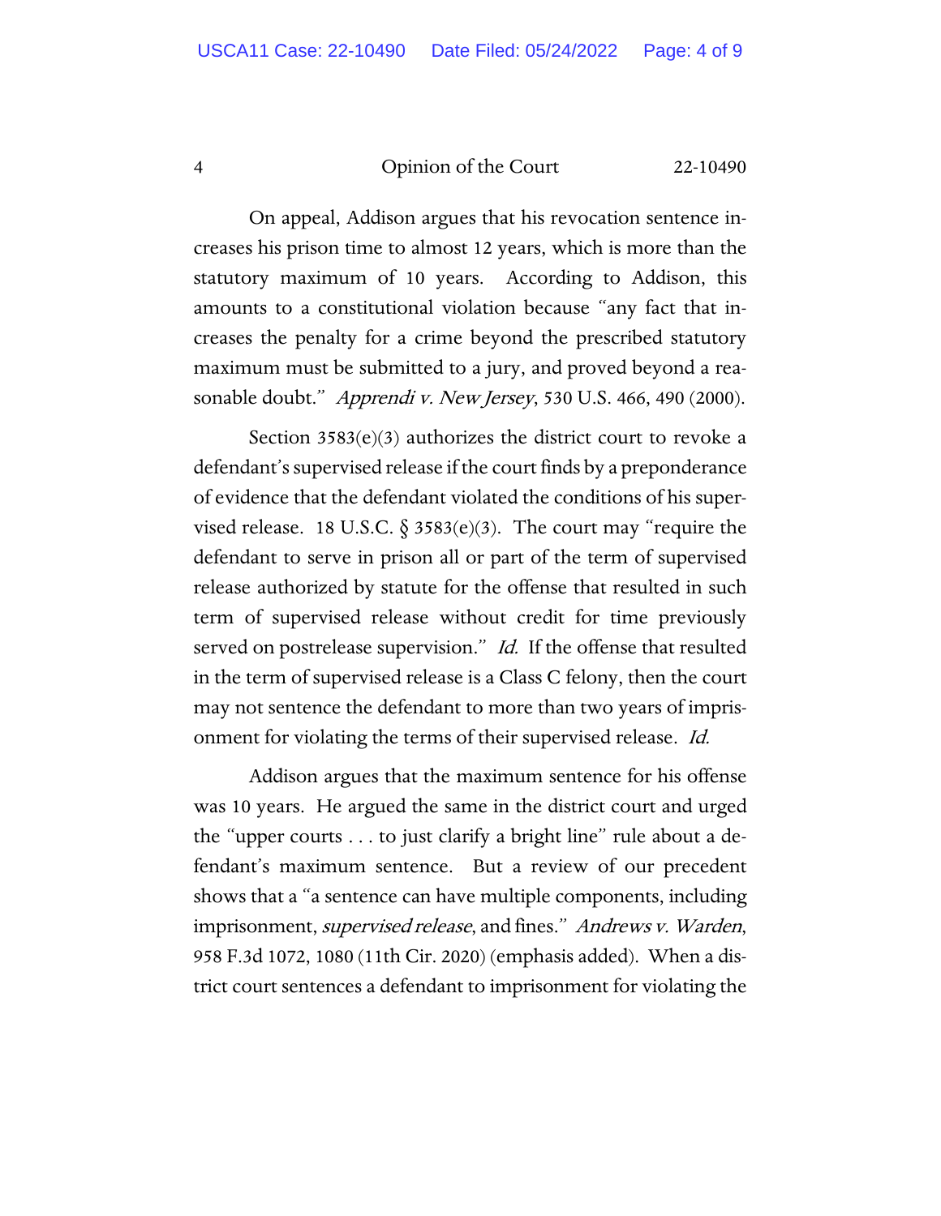On appeal, Addison argues that his revocation sentence increases his prison time to almost 12 years, which is more than the statutory maximum of 10 years. According to Addison, this amounts to a constitutional violation because "any fact that increases the penalty for a crime beyond the prescribed statutory maximum must be submitted to a jury, and proved beyond a reasonable doubt." *Apprendi v. New Jersey*, 530 U.S. 466, 490 (2000).

Section 3583(e)(3) authorizes the district court to revoke a defendant's supervised release if the court finds by a preponderance of evidence that the defendant violated the conditions of his supervised release. 18 U.S.C. § 3583(e)(3). The court may "require the defendant to serve in prison all or part of the term of supervised release authorized by statute for the offense that resulted in such term of supervised release without credit for time previously served on postrelease supervision." *Id.* If the offense that resulted in the term of supervised release is a Class C felony, then the court may not sentence the defendant to more than two years of imprisonment for violating the terms of their supervised release. *Id.*

Addison argues that the maximum sentence for his offense was 10 years. He argued the same in the district court and urged the "upper courts . . . to just clarify a bright line" rule about a defendant's maximum sentence. But a review of our precedent shows that a "a sentence can have multiple components, including imprisonment, *supervised release*, and fines." *Andrews v. Warden*, 958 F.3d 1072, 1080 (11th Cir. 2020) (emphasis added). When a district court sentences a defendant to imprisonment for violating the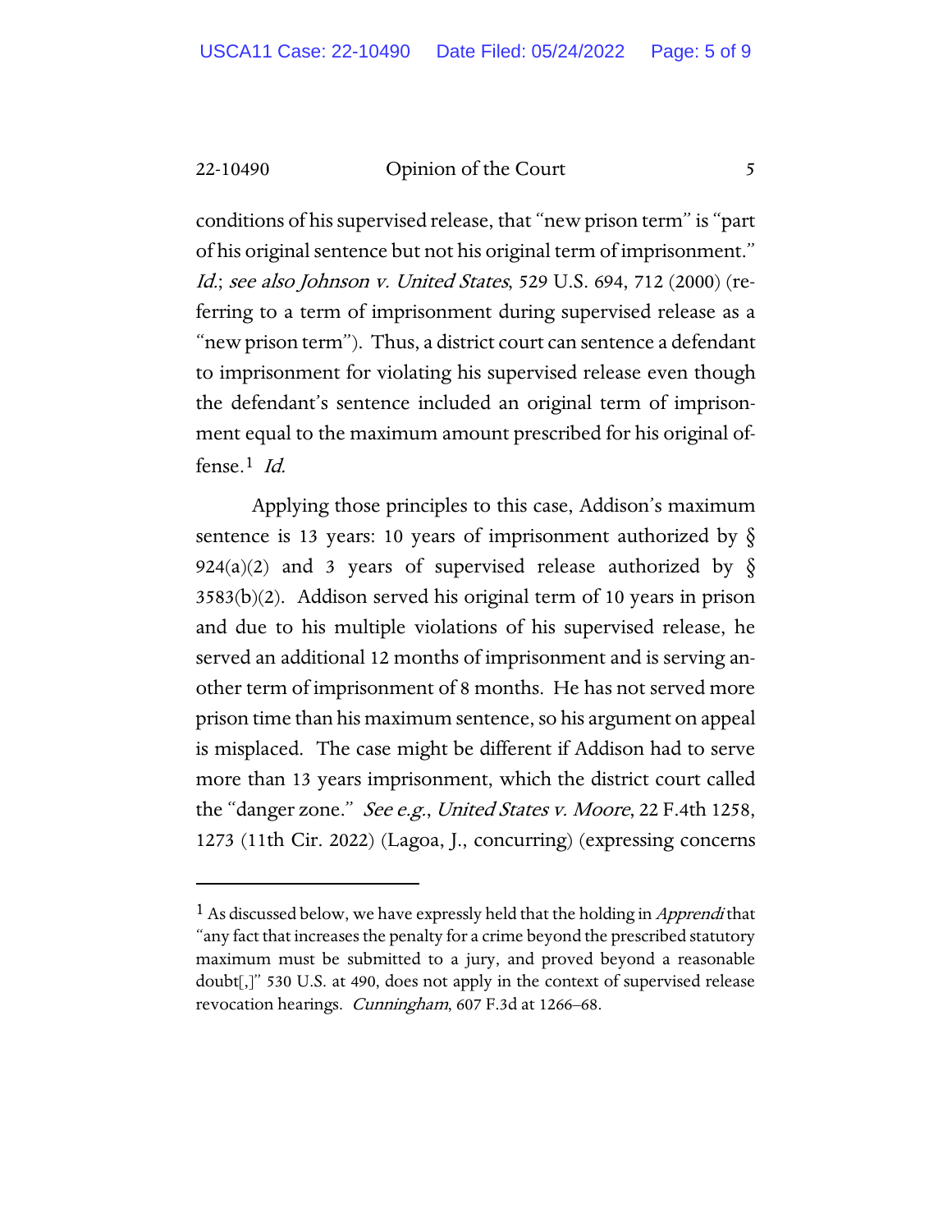conditions of his supervised release, that "new prison term" is "part of his original sentence but not his original term of imprisonment." *Id.*; *see also Johnson v. United States*, 529 U.S. 694, 712 (2000) (referring to a term of imprisonment during supervised release as a "new prison term"). Thus, a district court can sentence a defendant to imprisonment for violating his supervised release even though the defendant's sentence included an original term of imprisonment equal to the maximum amount prescribed for his original offense.[1] *Id.*

Applying those principles to this case, Addison's maximum sentence is 13 years: 10 years of imprisonment authorized by § 924(a)(2) and 3 years of supervised release authorized by § 3583(b)(2). Addison served his original term of 10 years in prison and due to his multiple violations of his supervised release, he served an additional 12 months of imprisonment and is serving another term of imprisonment of 8 months. He has not served more prison time than his maximum sentence, so his argument on appeal is misplaced. The case might be different if Addison had to serve more than 13 years imprisonment, which the district court called the "danger zone." *See e.g.*, *United States v. Moore*, 22 F.4th 1258, 1273 (11th Cir. 2022) (Lagoa, J., concurring) (expressing concerns

---

[1] As discussed below, we have expressly held that the holding in *Apprendi* that "any fact that increases the penalty for a crime beyond the prescribed statutory maximum must be submitted to a jury, and proved beyond a reasonable doubt[,]" 530 U.S. at 490, does not apply in the context of supervised release revocation hearings. *Cunningham*, 607 F.3d at 1266–68.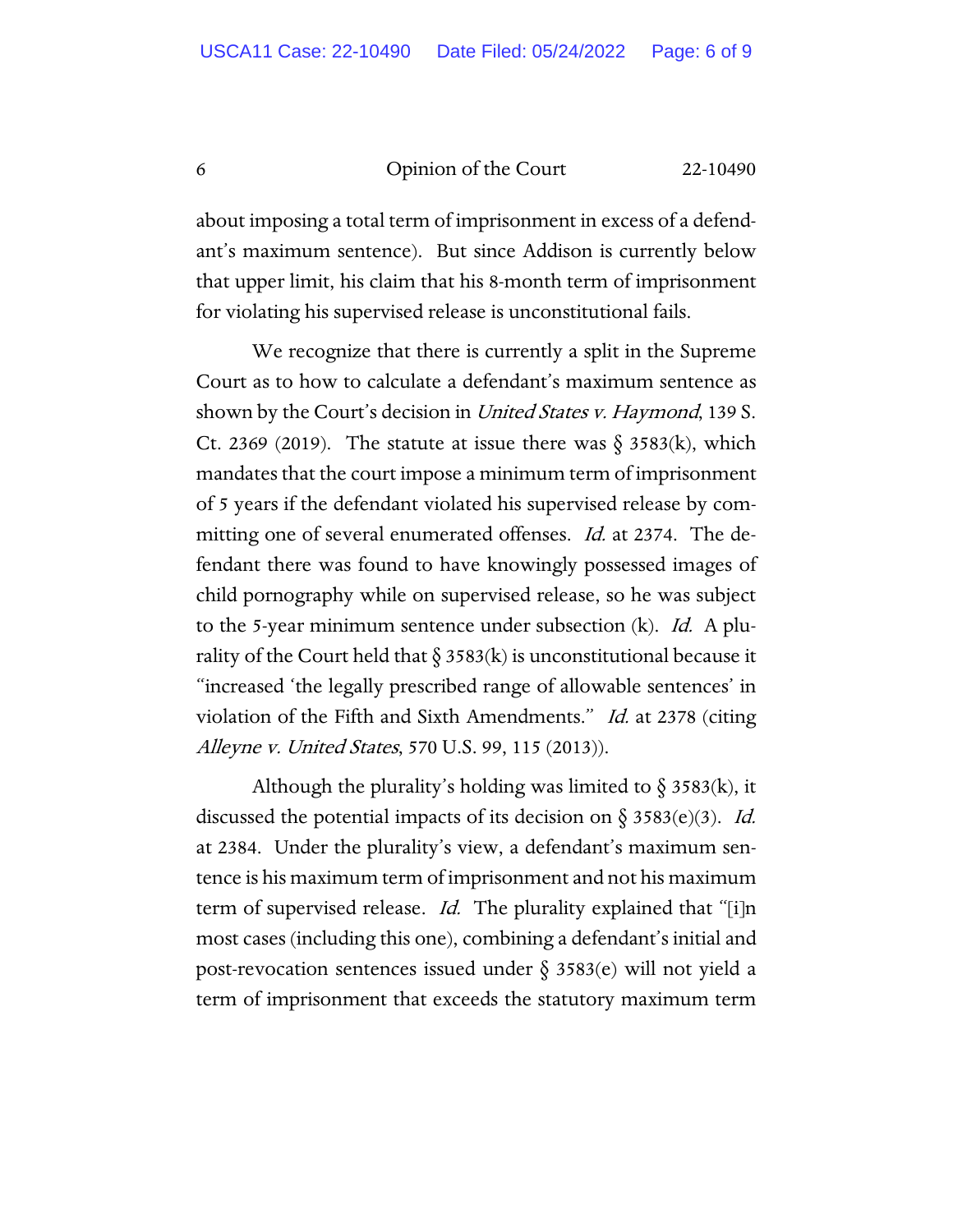about imposing a total term of imprisonment in excess of a defendant's maximum sentence). But since Addison is currently below that upper limit, his claim that his 8-month term of imprisonment for violating his supervised release is unconstitutional fails.

We recognize that there is currently a split in the Supreme Court as to how to calculate a defendant's maximum sentence as shown by the Court's decision in *United States v. Haymond*, 139 S. Ct. 2369 (2019). The statute at issue there was § 3583(k), which mandates that the court impose a minimum term of imprisonment of 5 years if the defendant violated his supervised release by committing one of several enumerated offenses. *Id.* at 2374. The defendant there was found to have knowingly possessed images of child pornography while on supervised release, so he was subject to the 5-year minimum sentence under subsection (k). *Id.* A plurality of the Court held that § 3583(k) is unconstitutional because it "increased 'the legally prescribed range of allowable sentences' in violation of the Fifth and Sixth Amendments." *Id.* at 2378 (citing *Alleyne v. United States*, 570 U.S. 99, 115 (2013)).

Although the plurality's holding was limited to § 3583(k), it discussed the potential impacts of its decision on § 3583(e)(3). *Id.* at 2384. Under the plurality's view, a defendant's maximum sentence is his maximum term of imprisonment and not his maximum term of supervised release. *Id.* The plurality explained that "[i]n most cases (including this one), combining a defendant's initial and post-revocation sentences issued under § 3583(e) will not yield a term of imprisonment that exceeds the statutory maximum term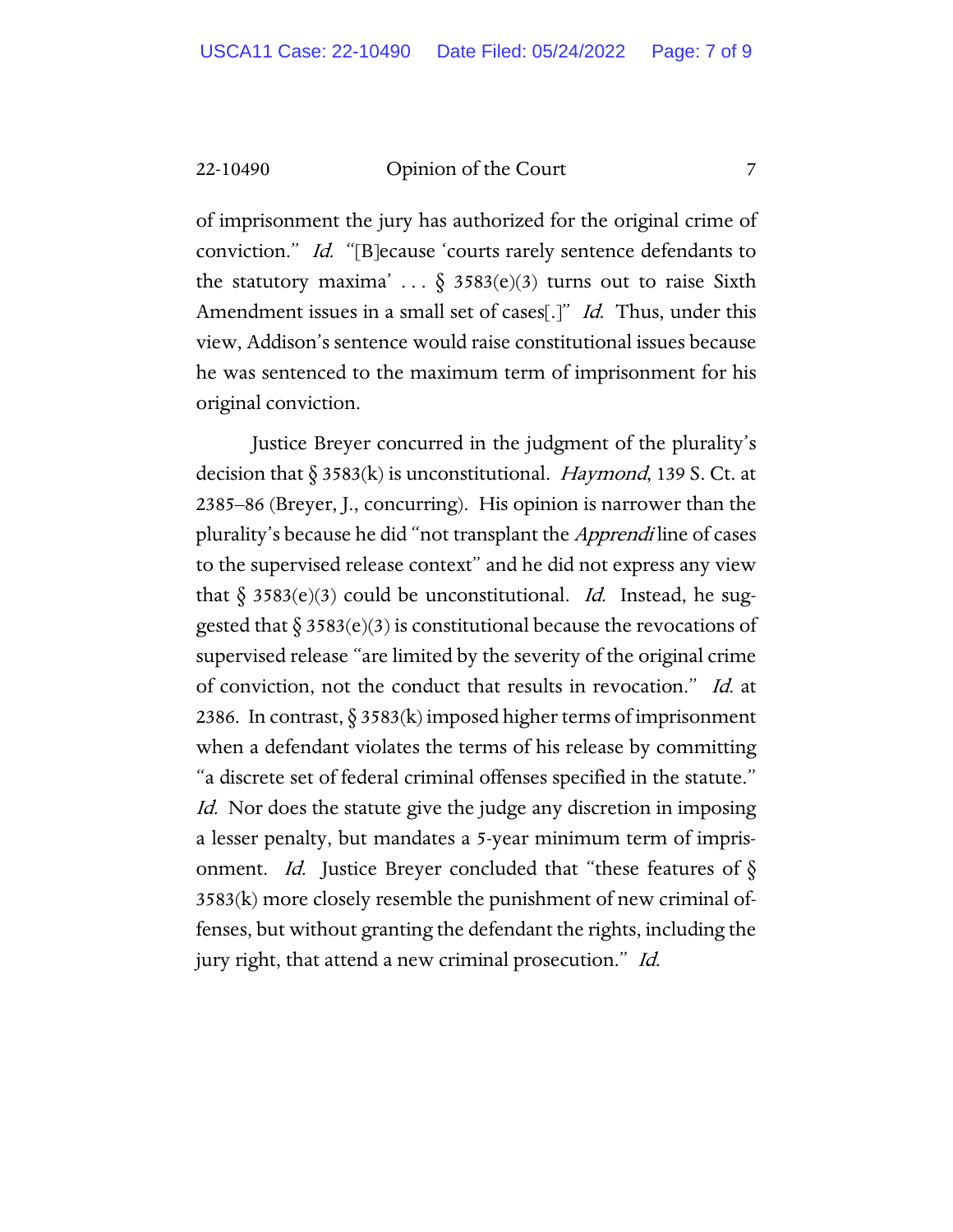of imprisonment the jury has authorized for the original crime of conviction." *Id.* "[B]ecause 'courts rarely sentence defendants to the statutory maxima' . . . § 3583(e)(3) turns out to raise Sixth Amendment issues in a small set of cases[.]" *Id.* Thus, under this view, Addison's sentence would raise constitutional issues because he was sentenced to the maximum term of imprisonment for his original conviction.

Justice Breyer concurred in the judgment of the plurality's decision that § 3583(k) is unconstitutional. *Haymond*, 139 S. Ct. at 2385–86 (Breyer, J., concurring). His opinion is narrower than the plurality's because he did "not transplant the *Apprendi* line of cases to the supervised release context" and he did not express any view that § 3583(e)(3) could be unconstitutional. *Id.* Instead, he suggested that § 3583(e)(3) is constitutional because the revocations of supervised release "are limited by the severity of the original crime of conviction, not the conduct that results in revocation." *Id.* at 2386. In contrast, § 3583(k) imposed higher terms of imprisonment when a defendant violates the terms of his release by committing "a discrete set of federal criminal offenses specified in the statute." *Id.* Nor does the statute give the judge any discretion in imposing a lesser penalty, but mandates a 5-year minimum term of imprisonment. *Id.* Justice Breyer concluded that "these features of § 3583(k) more closely resemble the punishment of new criminal offenses, but without granting the defendant the rights, including the jury right, that attend a new criminal prosecution." *Id.*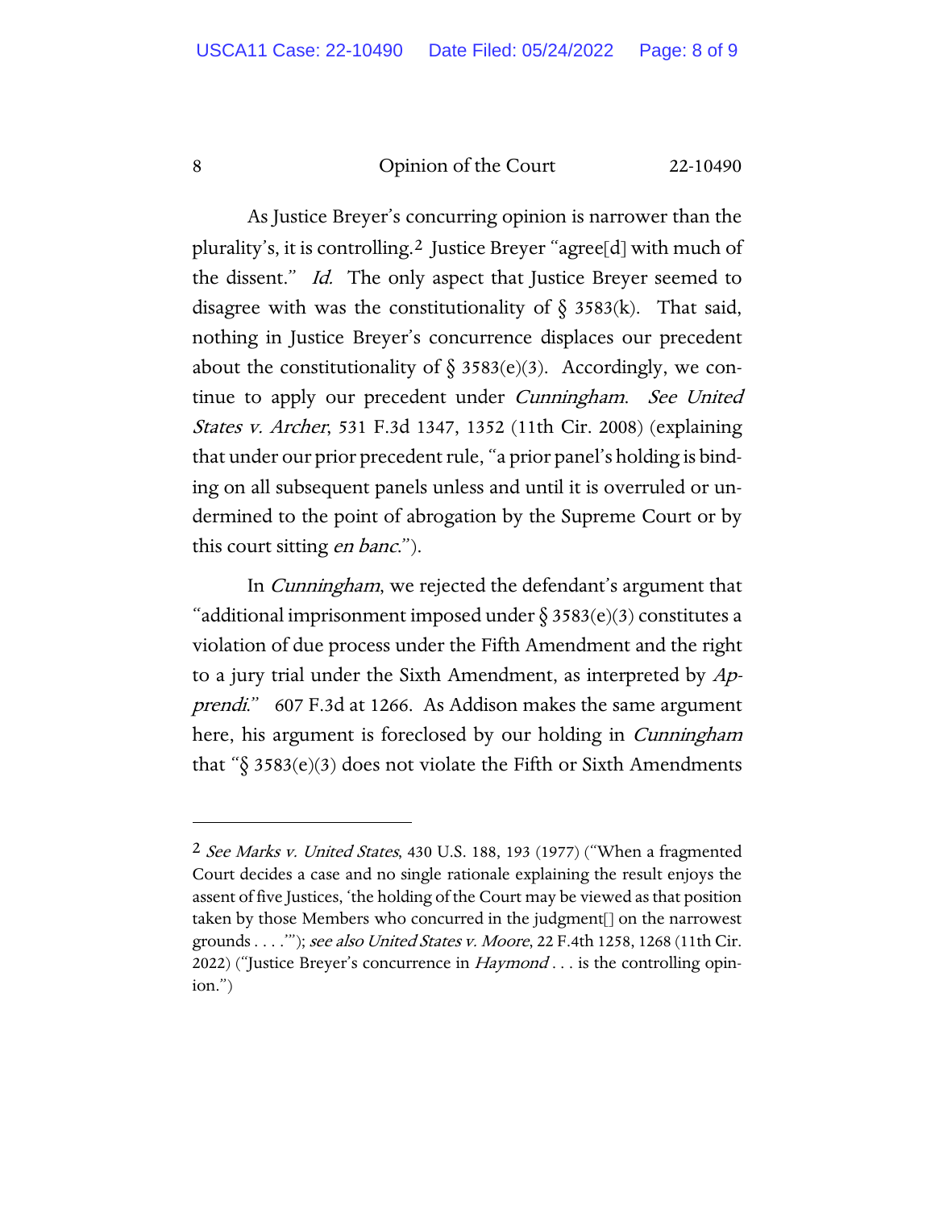As Justice Breyer's concurring opinion is narrower than the plurality's, it is controlling.[2] Justice Breyer "agree[d] with much of the dissent." *Id.* The only aspect that Justice Breyer seemed to disagree with was the constitutionality of § 3583(k). That said, nothing in Justice Breyer's concurrence displaces our precedent about the constitutionality of § 3583(e)(3). Accordingly, we continue to apply our precedent under *Cunningham*. *See United States v. Archer*, 531 F.3d 1347, 1352 (11th Cir. 2008) (explaining that under our prior precedent rule, "a prior panel's holding is binding on all subsequent panels unless and until it is overruled or undermined to the point of abrogation by the Supreme Court or by this court sitting *en banc*.").

In *Cunningham*, we rejected the defendant's argument that "additional imprisonment imposed under § 3583(e)(3) constitutes a violation of due process under the Fifth Amendment and the right to a jury trial under the Sixth Amendment, as interpreted by *Apprendi*." 607 F.3d at 1266. As Addison makes the same argument here, his argument is foreclosed by our holding in *Cunningham* that "§ 3583(e)(3) does not violate the Fifth or Sixth Amendments

---

[2] *See Marks v. United States*, 430 U.S. 188, 193 (1977) ("When a fragmented Court decides a case and no single rationale explaining the result enjoys the assent of five Justices, 'the holding of the Court may be viewed as that position taken by those Members who concurred in the judgment[] on the narrowest grounds . . . .'"); *see also United States v. Moore*, 22 F.4th 1258, 1268 (11th Cir. 2022) ("Justice Breyer's concurrence in *Haymond* . . . is the controlling opinion.")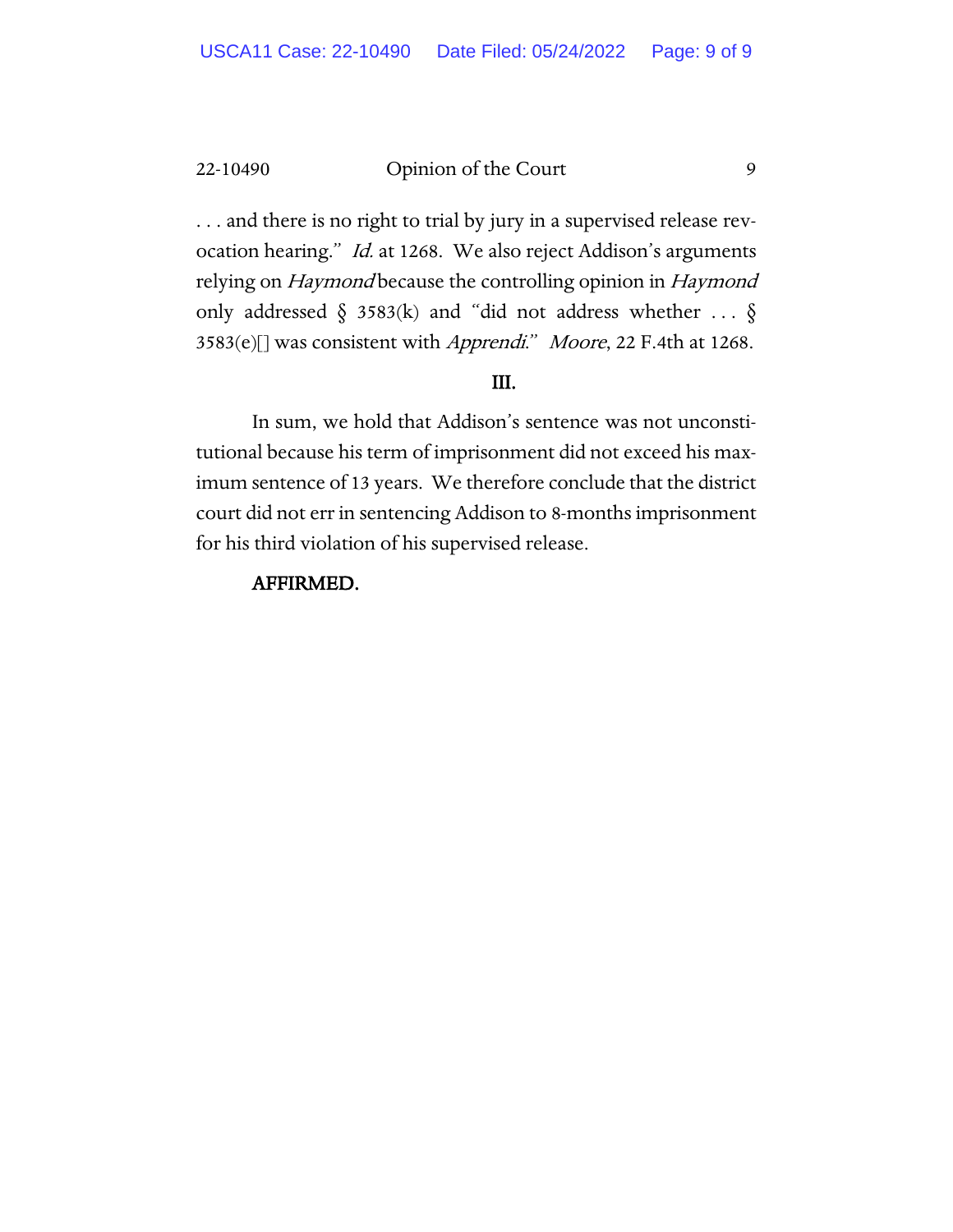. . . and there is no right to trial by jury in a supervised release revocation hearing." *Id.* at 1268. We also reject Addison's arguments relying on *Haymond* because the controlling opinion in *Haymond* only addressed § 3583(k) and "did not address whether . . . § 3583(e)[] was consistent with *Apprendi*." *Moore*, 22 F.4th at 1268.

## III.

In sum, we hold that Addison's sentence was not unconstitutional because his term of imprisonment did not exceed his maximum sentence of 13 years. We therefore conclude that the district court did not err in sentencing Addison to 8-months imprisonment for his third violation of his supervised release.

**AFFIRMED.**